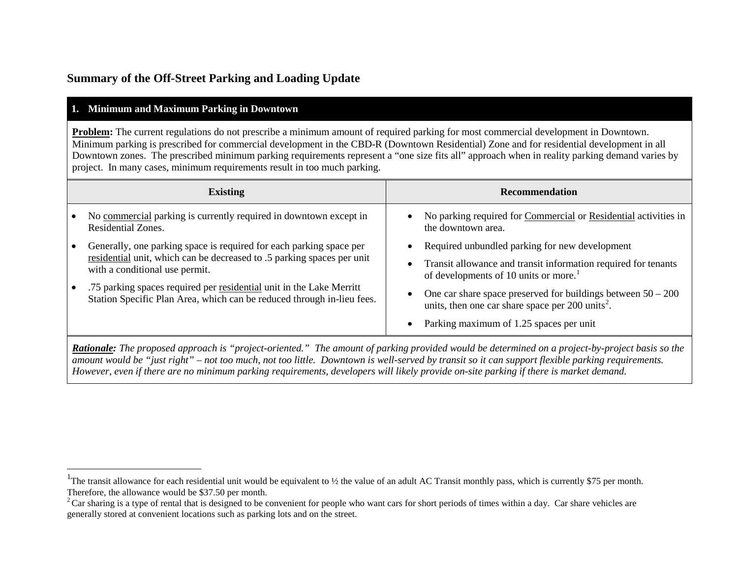# Summary of the Off-Street Parking and Loading Update

## 1. Minimum and Maximum Parking in Downtown

**<u>Problem</u>:** The current regulations do not prescribe a minimum amount of required parking for most commercial development in Downtown. Minimum parking is prescribed for commercial development in the CBD-R (Downtown Residential) Zone and for residential development in all Downtown zones. The prescribed minimum parking requirements represent a "one size fits all" approach when in reality parking demand varies by project. In many cases, minimum requirements result in too much parking.

| Existing | Recommendation |
|---|---|
| • No <u>commercial</u> parking is currently required in downtown except in Residential Zones.<br>• Generally, one parking space is required for each parking space per <u>residential</u> unit, which can be decreased to .5 parking spaces per unit with a conditional use permit.<br>• .75 parking spaces required per <u>residential</u> unit in the Lake Merritt Station Specific Plan Area, which can be reduced through in-lieu fees. | • No parking required for <u>Commercial</u> or <u>Residential</u> activities in the downtown area.<br>• Required unbundled parking for new development<br>• Transit allowance and transit information required for tenants of developments of 10 units or more.[1]<br>• One car share space preserved for buildings between 50 – 200 units, then one car share space per 200 units[2].<br>• Parking maximum of 1.25 spaces per unit |

***<u>Rationale</u>:*** *The proposed approach is "project-oriented." The amount of parking provided would be determined on a project-by-project basis so the amount would be "just right" – not too much, not too little. Downtown is well-served by transit so it can support flexible parking requirements. However, even if there are no minimum parking requirements, developers will likely provide on-site parking if there is market demand.*

---

[1] The transit allowance for each residential unit would be equivalent to ½ the value of an adult AC Transit monthly pass, which is currently $75 per month. Therefore, the allowance would be $37.50 per month.

[2] Car sharing is a type of rental that is designed to be convenient for people who want cars for short periods of times within a day. Car share vehicles are generally stored at convenient locations such as parking lots and on the street.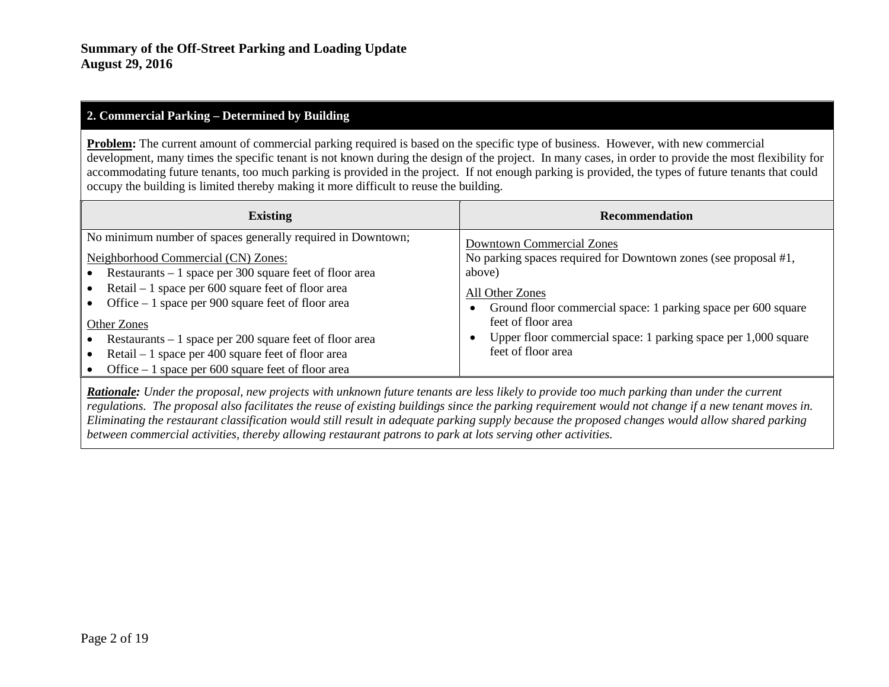**Summary of the Off-Street Parking and Loading Update**
**August 29, 2016**

## 2. Commercial Parking – Determined by Building

**Problem:** The current amount of commercial parking required is based on the specific type of business. However, with new commercial development, many times the specific tenant is not known during the design of the project. In many cases, in order to provide the most flexibility for accommodating future tenants, too much parking is provided in the project. If not enough parking is provided, the types of future tenants that could occupy the building is limited thereby making it more difficult to reuse the building.

| Existing | Recommendation |
| --- | --- |
| No minimum number of spaces generally required in Downtown;<br><br>Neighborhood Commercial (CN) Zones:<br>• Restaurants – 1 space per 300 square feet of floor area<br>• Retail – 1 space per 600 square feet of floor area<br>• Office – 1 space per 900 square feet of floor area<br><br>Other Zones<br>• Restaurants – 1 space per 200 square feet of floor area<br>• Retail – 1 space per 400 square feet of floor area<br>• Office – 1 space per 600 square feet of floor area | Downtown Commercial Zones<br>No parking spaces required for Downtown zones (see proposal #1, above)<br><br>All Other Zones<br>• Ground floor commercial space: 1 parking space per 600 square feet of floor area<br>• Upper floor commercial space: 1 parking space per 1,000 square feet of floor area |

***Rationale:*** *Under the proposal, new projects with unknown future tenants are less likely to provide too much parking than under the current regulations. The proposal also facilitates the reuse of existing buildings since the parking requirement would not change if a new tenant moves in. Eliminating the restaurant classification would still result in adequate parking supply because the proposed changes would allow shared parking between commercial activities, thereby allowing restaurant patrons to park at lots serving other activities.*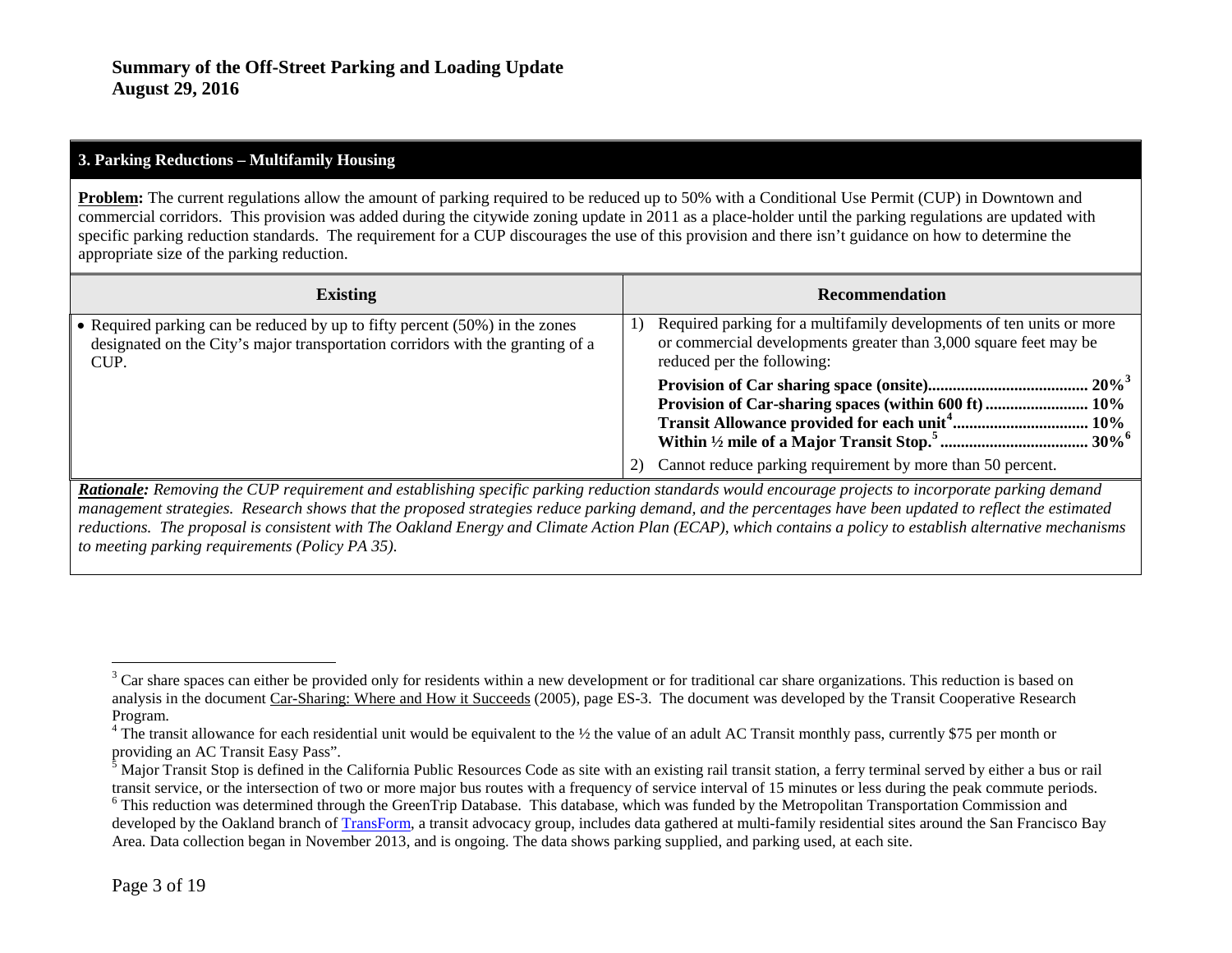**Summary of the Off-Street Parking and Loading Update**
**August 29, 2016**

## 3. Parking Reductions – Multifamily Housing

**Problem:** The current regulations allow the amount of parking required to be reduced up to 50% with a Conditional Use Permit (CUP) in Downtown and commercial corridors. This provision was added during the citywide zoning update in 2011 as a place-holder until the parking regulations are updated with specific parking reduction standards. The requirement for a CUP discourages the use of this provision and there isn't guidance on how to determine the appropriate size of the parking reduction.

| Existing | Recommendation |
|---|---|
| • Required parking can be reduced by up to fifty percent (50%) in the zones designated on the City's major transportation corridors with the granting of a CUP. | 1) Required parking for a multifamily developments of ten units or more or commercial developments greater than 3,000 square feet may be reduced per the following:<br>**Provision of Car sharing space (onsite)...................................... 20%**[3]<br>**Provision of Car-sharing spaces (within 600 ft) ........................ 10%**<br>**Transit Allowance provided for each unit**[4]**................................ 10%**<br>**Within ½ mile of a Major Transit Stop.**[5] **.................................. 30%**[6]<br>2) Cannot reduce parking requirement by more than 50 percent. |

***Rationale:*** *Removing the CUP requirement and establishing specific parking reduction standards would encourage projects to incorporate parking demand management strategies. Research shows that the proposed strategies reduce parking demand, and the percentages have been updated to reflect the estimated reductions. The proposal is consistent with The Oakland Energy and Climate Action Plan (ECAP), which contains a policy to establish alternative mechanisms to meeting parking requirements (Policy PA 35).*

---

[3] Car share spaces can either be provided only for residents within a new development or for traditional car share organizations. This reduction is based on analysis in the document Car-Sharing: Where and How it Succeeds (2005), page ES-3. The document was developed by the Transit Cooperative Research Program.

[4] The transit allowance for each residential unit would be equivalent to the ½ the value of an adult AC Transit monthly pass, currently $75 per month or providing an AC Transit Easy Pass".

[5] Major Transit Stop is defined in the California Public Resources Code as site with an existing rail transit station, a ferry terminal served by either a bus or rail transit service, or the intersection of two or more major bus routes with a frequency of service interval of 15 minutes or less during the peak commute periods.

[6] This reduction was determined through the GreenTrip Database. This database, which was funded by the Metropolitan Transportation Commission and developed by the Oakland branch of TransForm, a transit advocacy group, includes data gathered at multi-family residential sites around the San Francisco Bay Area. Data collection began in November 2013, and is ongoing. The data shows parking supplied, and parking used, at each site.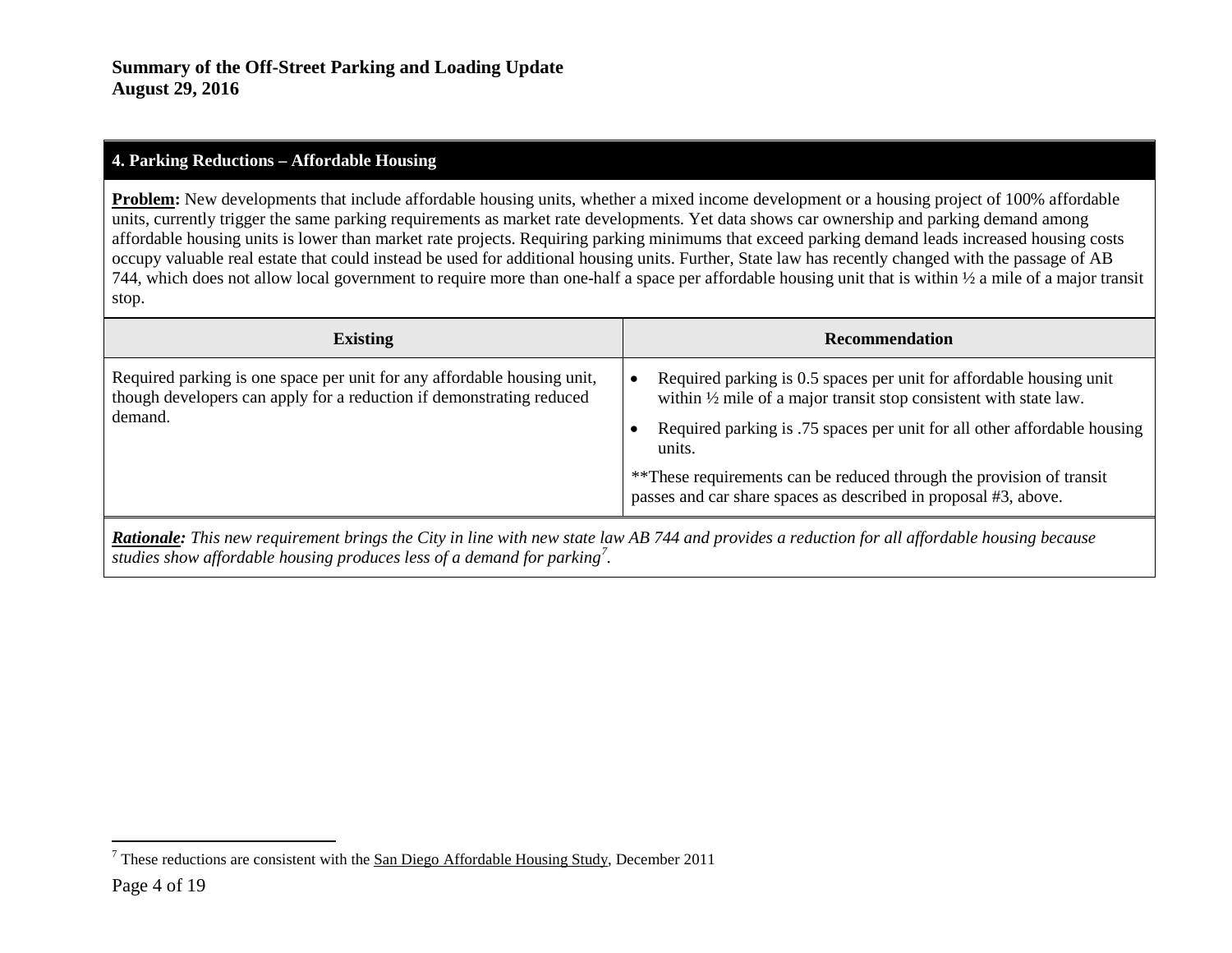## 4. Parking Reductions – Affordable Housing

**Problem:** New developments that include affordable housing units, whether a mixed income development or a housing project of 100% affordable units, currently trigger the same parking requirements as market rate developments. Yet data shows car ownership and parking demand among affordable housing units is lower than market rate projects. Requiring parking minimums that exceed parking demand leads increased housing costs occupy valuable real estate that could instead be used for additional housing units. Further, State law has recently changed with the passage of AB 744, which does not allow local government to require more than one-half a space per affordable housing unit that is within ½ a mile of a major transit stop.

| Existing | Recommendation |
| --- | --- |
| Required parking is one space per unit for any affordable housing unit, though developers can apply for a reduction if demonstrating reduced demand. | • Required parking is 0.5 spaces per unit for affordable housing unit within ½ mile of a major transit stop consistent with state law.<br>• Required parking is .75 spaces per unit for all other affordable housing units.<br>**These requirements can be reduced through the provision of transit passes and car share spaces as described in proposal #3, above. |

***Rationale:*** *This new requirement brings the City in line with new state law AB 744 and provides a reduction for all affordable housing because studies show affordable housing produces less of a demand for parking*[7].

[7] These reductions are consistent with the San Diego Affordable Housing Study, December 2011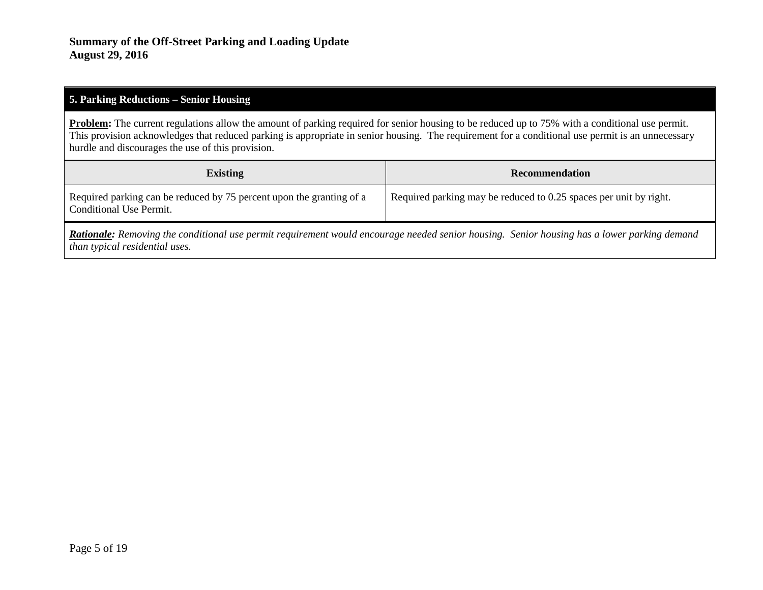## 5. Parking Reductions – Senior Housing

**Problem:** The current regulations allow the amount of parking required for senior housing to be reduced up to 75% with a conditional use permit. This provision acknowledges that reduced parking is appropriate in senior housing. The requirement for a conditional use permit is an unnecessary hurdle and discourages the use of this provision.

| Existing | Recommendation |
| --- | --- |
| Required parking can be reduced by 75 percent upon the granting of a Conditional Use Permit. | Required parking may be reduced to 0.25 spaces per unit by right. |

***Rationale:*** *Removing the conditional use permit requirement would encourage needed senior housing. Senior housing has a lower parking demand than typical residential uses.*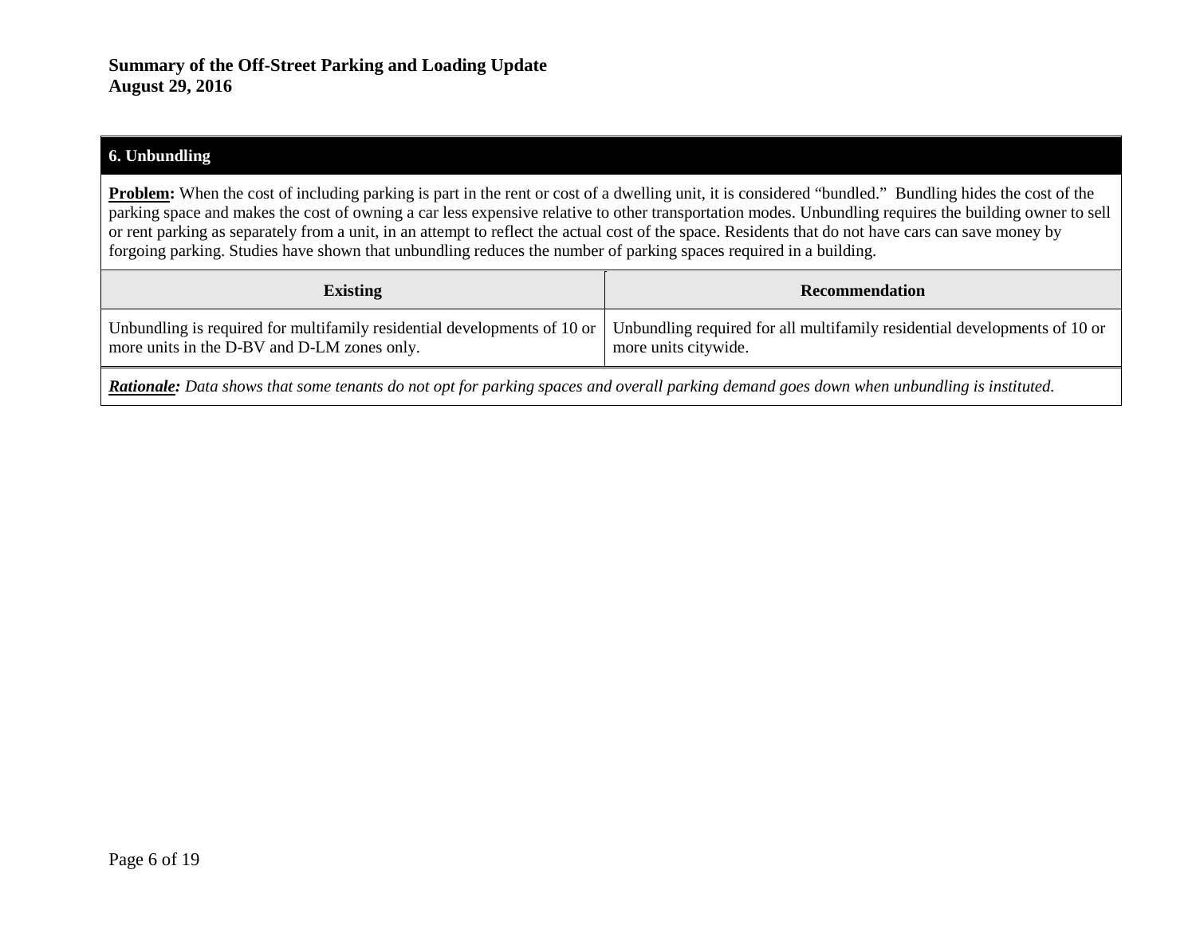## 6. Unbundling

**Problem:** When the cost of including parking is part in the rent or cost of a dwelling unit, it is considered "bundled." Bundling hides the cost of the parking space and makes the cost of owning a car less expensive relative to other transportation modes. Unbundling requires the building owner to sell or rent parking as separately from a unit, in an attempt to reflect the actual cost of the space. Residents that do not have cars can save money by forgoing parking. Studies have shown that unbundling reduces the number of parking spaces required in a building.

| Existing | Recommendation |
| --- | --- |
| Unbundling is required for multifamily residential developments of 10 or more units in the D-BV and D-LM zones only. | Unbundling required for all multifamily residential developments of 10 or more units citywide. |

***Rationale:*** *Data shows that some tenants do not opt for parking spaces and overall parking demand goes down when unbundling is instituted.*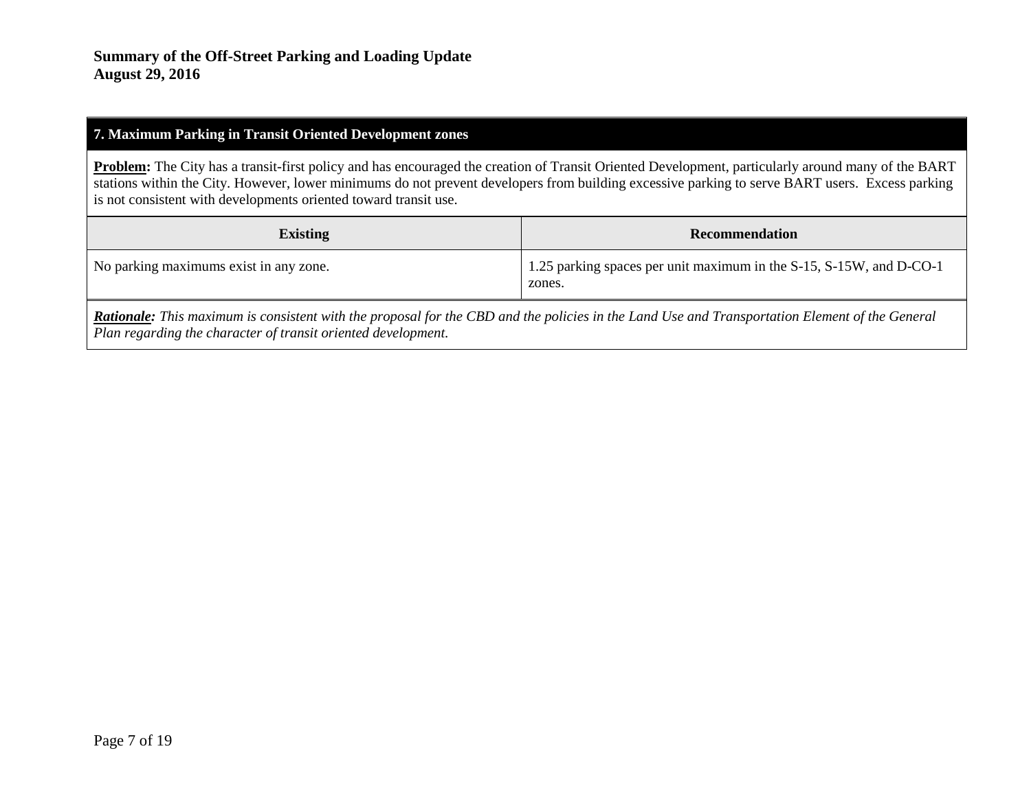## 7. Maximum Parking in Transit Oriented Development zones

**Problem:** The City has a transit-first policy and has encouraged the creation of Transit Oriented Development, particularly around many of the BART stations within the City. However, lower minimums do not prevent developers from building excessive parking to serve BART users. Excess parking is not consistent with developments oriented toward transit use.

| Existing | Recommendation |
| --- | --- |
| No parking maximums exist in any zone. | 1.25 parking spaces per unit maximum in the S-15, S-15W, and D-CO-1 zones. |

***Rationale:*** *This maximum is consistent with the proposal for the CBD and the policies in the Land Use and Transportation Element of the General Plan regarding the character of transit oriented development.*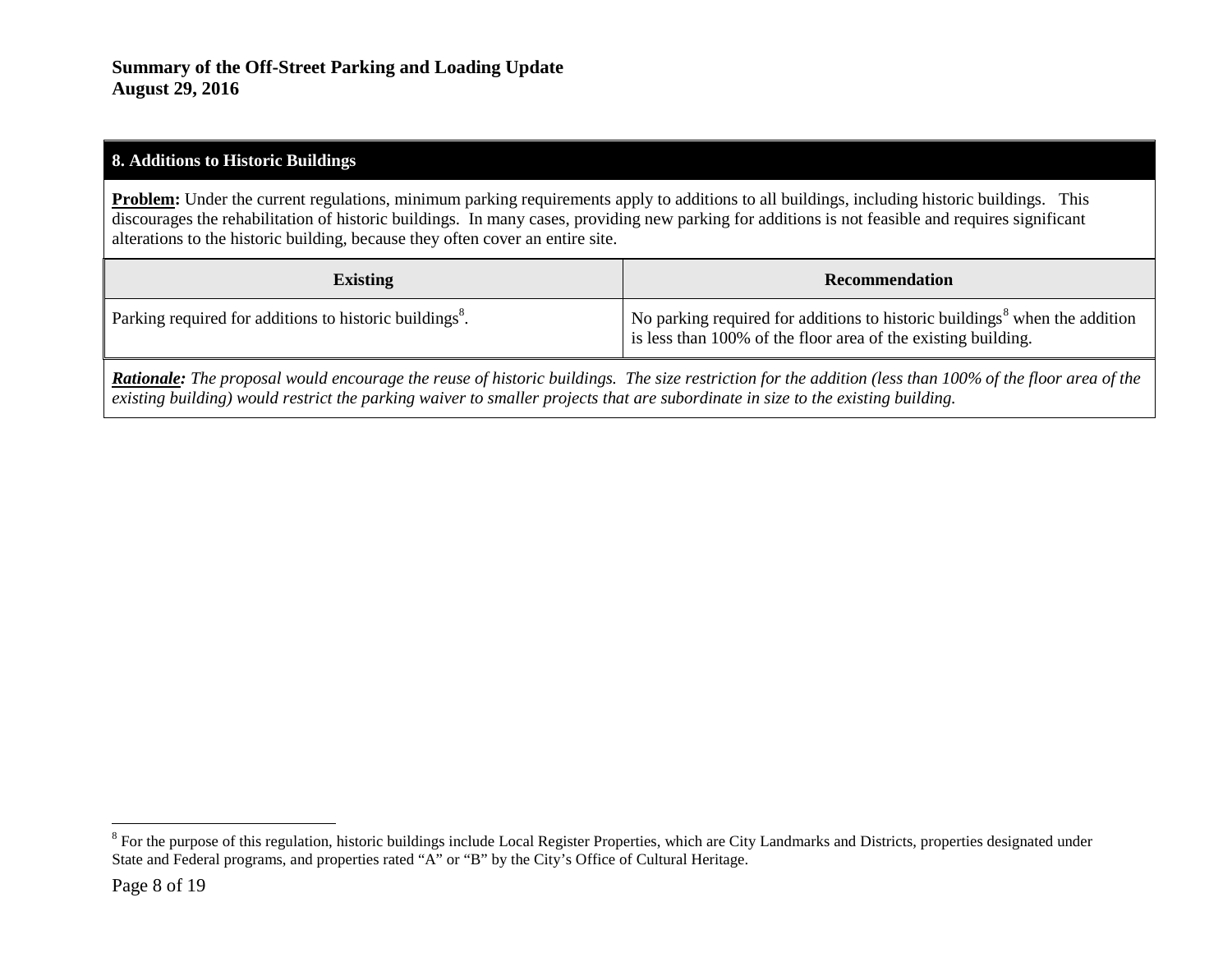## 8. Additions to Historic Buildings

**Problem:** Under the current regulations, minimum parking requirements apply to additions to all buildings, including historic buildings. This discourages the rehabilitation of historic buildings. In many cases, providing new parking for additions is not feasible and requires significant alterations to the historic building, because they often cover an entire site.

| Existing | Recommendation |
|---|---|
| Parking required for additions to historic buildings[8]. | No parking required for additions to historic buildings[8] when the addition is less than 100% of the floor area of the existing building. |

***Rationale:*** *The proposal would encourage the reuse of historic buildings. The size restriction for the addition (less than 100% of the floor area of the existing building) would restrict the parking waiver to smaller projects that are subordinate in size to the existing building.*

[8] For the purpose of this regulation, historic buildings include Local Register Properties, which are City Landmarks and Districts, properties designated under State and Federal programs, and properties rated "A" or "B" by the City's Office of Cultural Heritage.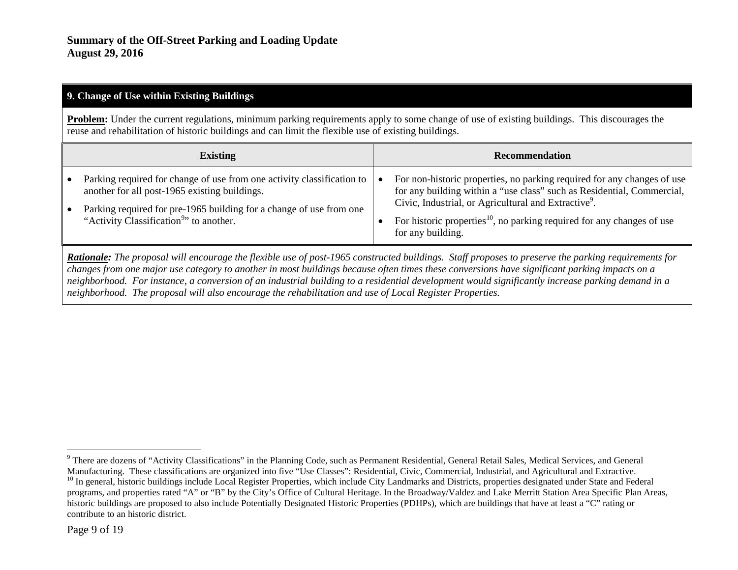## 9. Change of Use within Existing Buildings

**Problem:** Under the current regulations, minimum parking requirements apply to some change of use of existing buildings. This discourages the reuse and rehabilitation of historic buildings and can limit the flexible use of existing buildings.

| Existing | Recommendation |
|---|---|
| • Parking required for change of use from one activity classification to another for all post-1965 existing buildings.<br>• Parking required for pre-1965 building for a change of use from one "Activity Classification[9]" to another. | • For non-historic properties, no parking required for any changes of use for any building within a "use class" such as Residential, Commercial, Civic, Industrial, or Agricultural and Extractive[9].<br>• For historic properties[10], no parking required for any changes of use for any building. |

***Rationale:*** *The proposal will encourage the flexible use of post-1965 constructed buildings. Staff proposes to preserve the parking requirements for changes from one major use category to another in most buildings because often times these conversions have significant parking impacts on a neighborhood. For instance, a conversion of an industrial building to a residential development would significantly increase parking demand in a neighborhood. The proposal will also encourage the rehabilitation and use of Local Register Properties.*

---

[9] There are dozens of "Activity Classifications" in the Planning Code, such as Permanent Residential, General Retail Sales, Medical Services, and General Manufacturing. These classifications are organized into five "Use Classes": Residential, Civic, Commercial, Industrial, and Agricultural and Extractive.

[10] In general, historic buildings include Local Register Properties, which include City Landmarks and Districts, properties designated under State and Federal programs, and properties rated "A" or "B" by the City's Office of Cultural Heritage. In the Broadway/Valdez and Lake Merritt Station Area Specific Plan Areas, historic buildings are proposed to also include Potentially Designated Historic Properties (PDHPs), which are buildings that have at least a "C" rating or contribute to an historic district.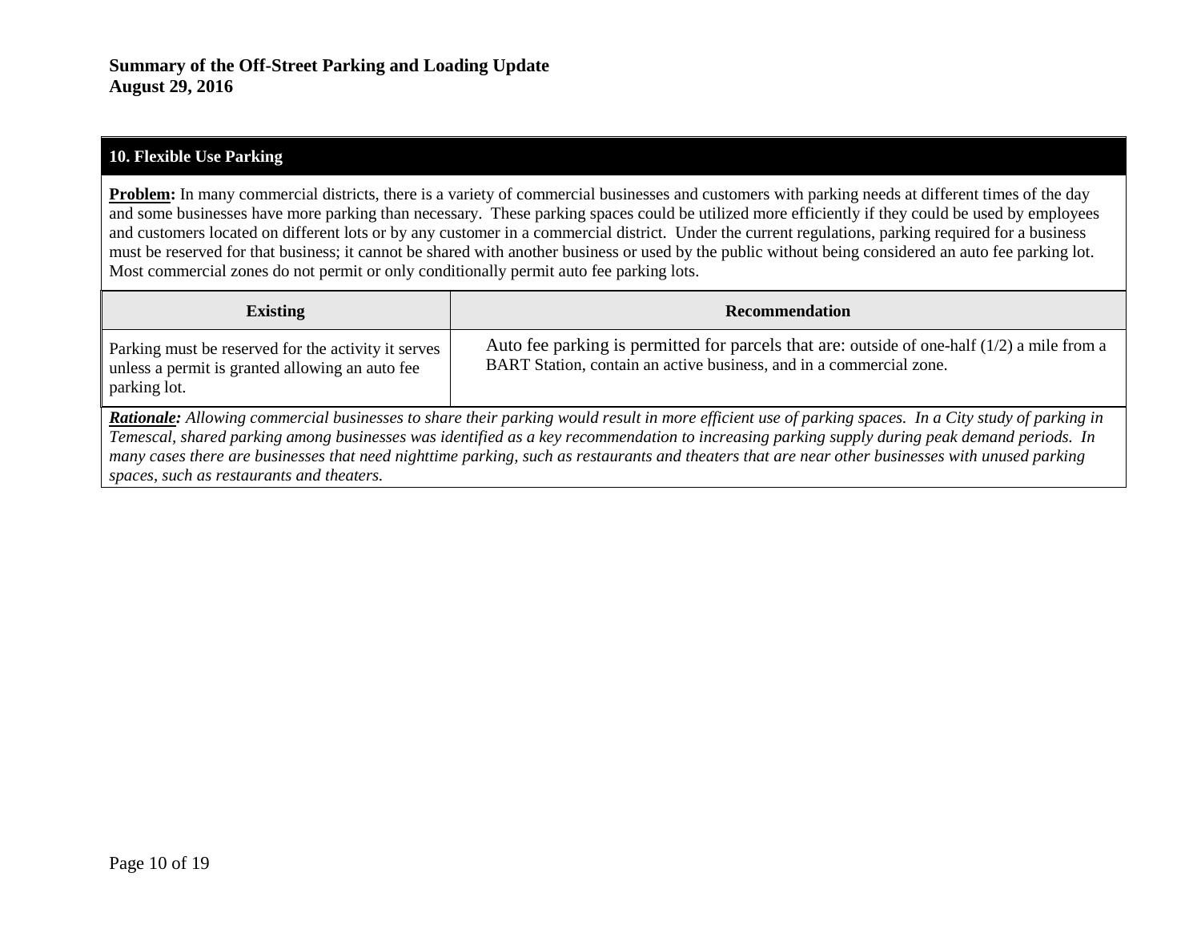## 10. Flexible Use Parking

**Problem:** In many commercial districts, there is a variety of commercial businesses and customers with parking needs at different times of the day and some businesses have more parking than necessary. These parking spaces could be utilized more efficiently if they could be used by employees and customers located on different lots or by any customer in a commercial district. Under the current regulations, parking required for a business must be reserved for that business; it cannot be shared with another business or used by the public without being considered an auto fee parking lot. Most commercial zones do not permit or only conditionally permit auto fee parking lots.

| Existing | Recommendation |
| --- | --- |
| Parking must be reserved for the activity it serves unless a permit is granted allowing an auto fee parking lot. | Auto fee parking is permitted for parcels that are: outside of one-half (1/2) a mile from a BART Station, contain an active business, and in a commercial zone. |

***Rationale:*** *Allowing commercial businesses to share their parking would result in more efficient use of parking spaces. In a City study of parking in Temescal, shared parking among businesses was identified as a key recommendation to increasing parking supply during peak demand periods. In many cases there are businesses that need nighttime parking, such as restaurants and theaters that are near other businesses with unused parking spaces, such as restaurants and theaters.*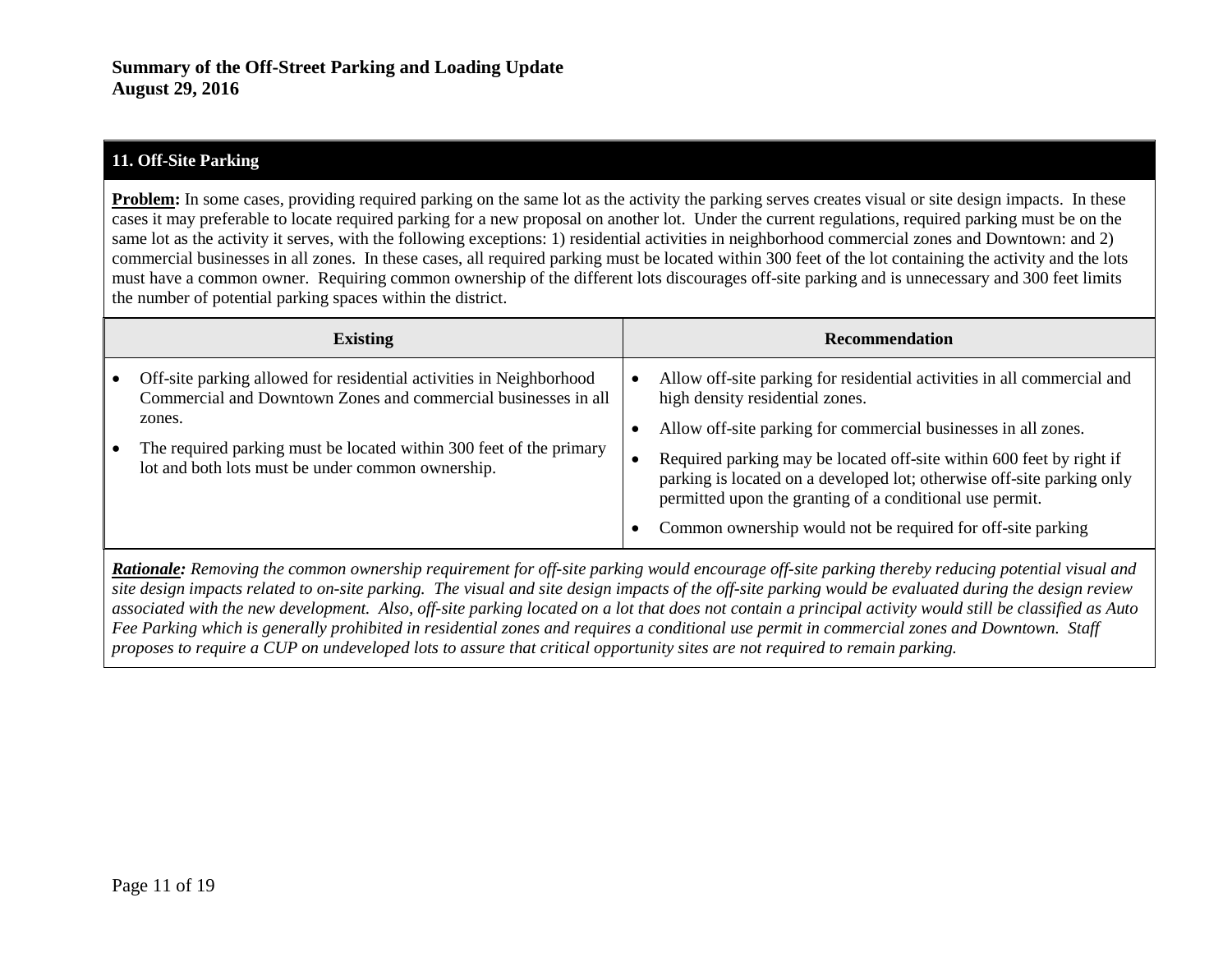**Summary of the Off-Street Parking and Loading Update**
**August 29, 2016**

## 11. Off-Site Parking

**Problem:** In some cases, providing required parking on the same lot as the activity the parking serves creates visual or site design impacts. In these cases it may preferable to locate required parking for a new proposal on another lot. Under the current regulations, required parking must be on the same lot as the activity it serves, with the following exceptions: 1) residential activities in neighborhood commercial zones and Downtown: and 2) commercial businesses in all zones. In these cases, all required parking must be located within 300 feet of the lot containing the activity and the lots must have a common owner. Requiring common ownership of the different lots discourages off-site parking and is unnecessary and 300 feet limits the number of potential parking spaces within the district.

| Existing | Recommendation |
| --- | --- |
| • Off-site parking allowed for residential activities in Neighborhood Commercial and Downtown Zones and commercial businesses in all zones.<br>• The required parking must be located within 300 feet of the primary lot and both lots must be under common ownership. | • Allow off-site parking for residential activities in all commercial and high density residential zones.<br>• Allow off-site parking for commercial businesses in all zones.<br>• Required parking may be located off-site within 600 feet by right if parking is located on a developed lot; otherwise off-site parking only permitted upon the granting of a conditional use permit.<br>• Common ownership would not be required for off-site parking |

***Rationale:*** *Removing the common ownership requirement for off-site parking would encourage off-site parking thereby reducing potential visual and site design impacts related to on-site parking. The visual and site design impacts of the off-site parking would be evaluated during the design review associated with the new development. Also, off-site parking located on a lot that does not contain a principal activity would still be classified as Auto Fee Parking which is generally prohibited in residential zones and requires a conditional use permit in commercial zones and Downtown. Staff proposes to require a CUP on undeveloped lots to assure that critical opportunity sites are not required to remain parking.*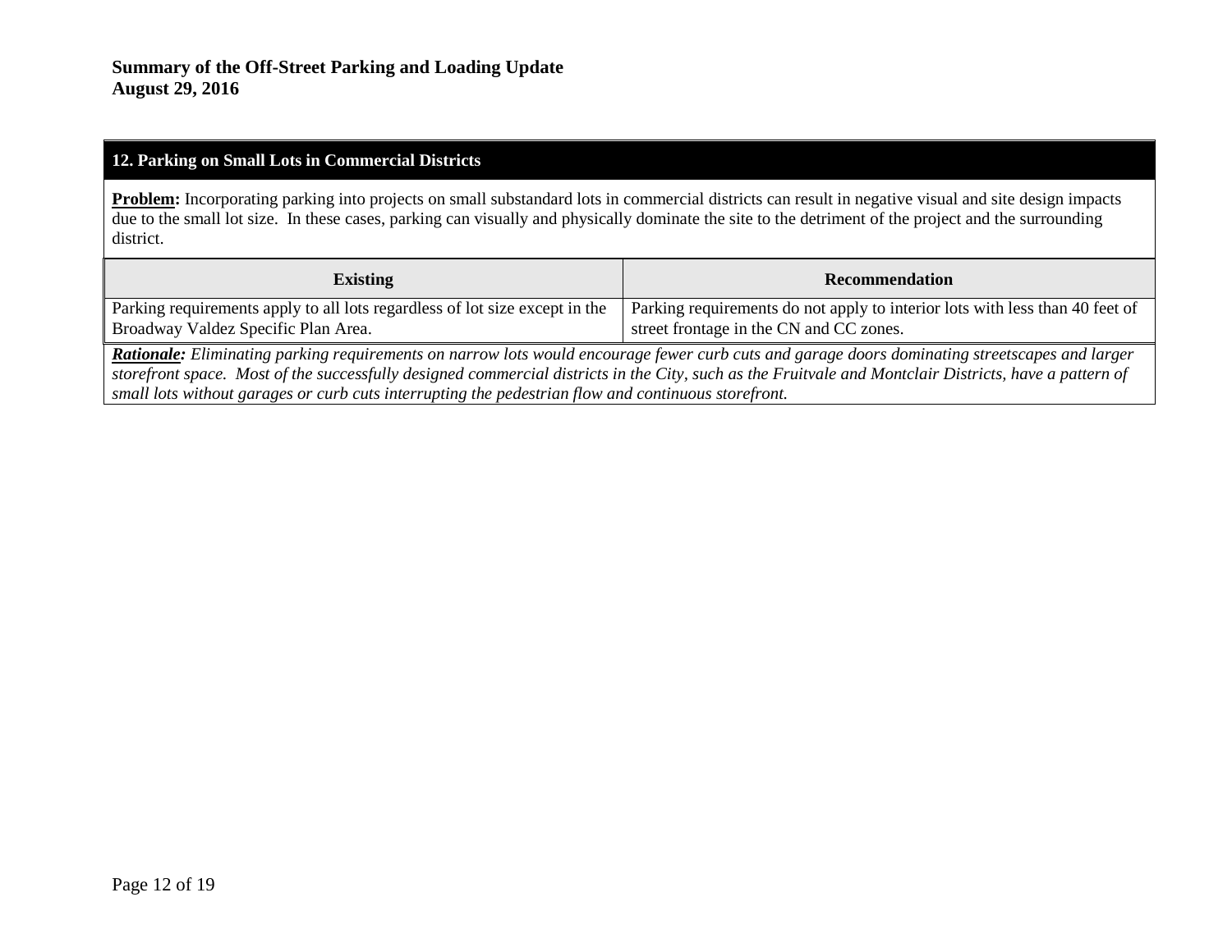**Summary of the Off-Street Parking and Loading Update**
**August 29, 2016**

## 12. Parking on Small Lots in Commercial Districts

**Problem:** Incorporating parking into projects on small substandard lots in commercial districts can result in negative visual and site design impacts due to the small lot size. In these cases, parking can visually and physically dominate the site to the detriment of the project and the surrounding district.

| Existing | Recommendation |
| --- | --- |
| Parking requirements apply to all lots regardless of lot size except in the Broadway Valdez Specific Plan Area. | Parking requirements do not apply to interior lots with less than 40 feet of street frontage in the CN and CC zones. |

***Rationale:*** *Eliminating parking requirements on narrow lots would encourage fewer curb cuts and garage doors dominating streetscapes and larger storefront space. Most of the successfully designed commercial districts in the City, such as the Fruitvale and Montclair Districts, have a pattern of small lots without garages or curb cuts interrupting the pedestrian flow and continuous storefront.*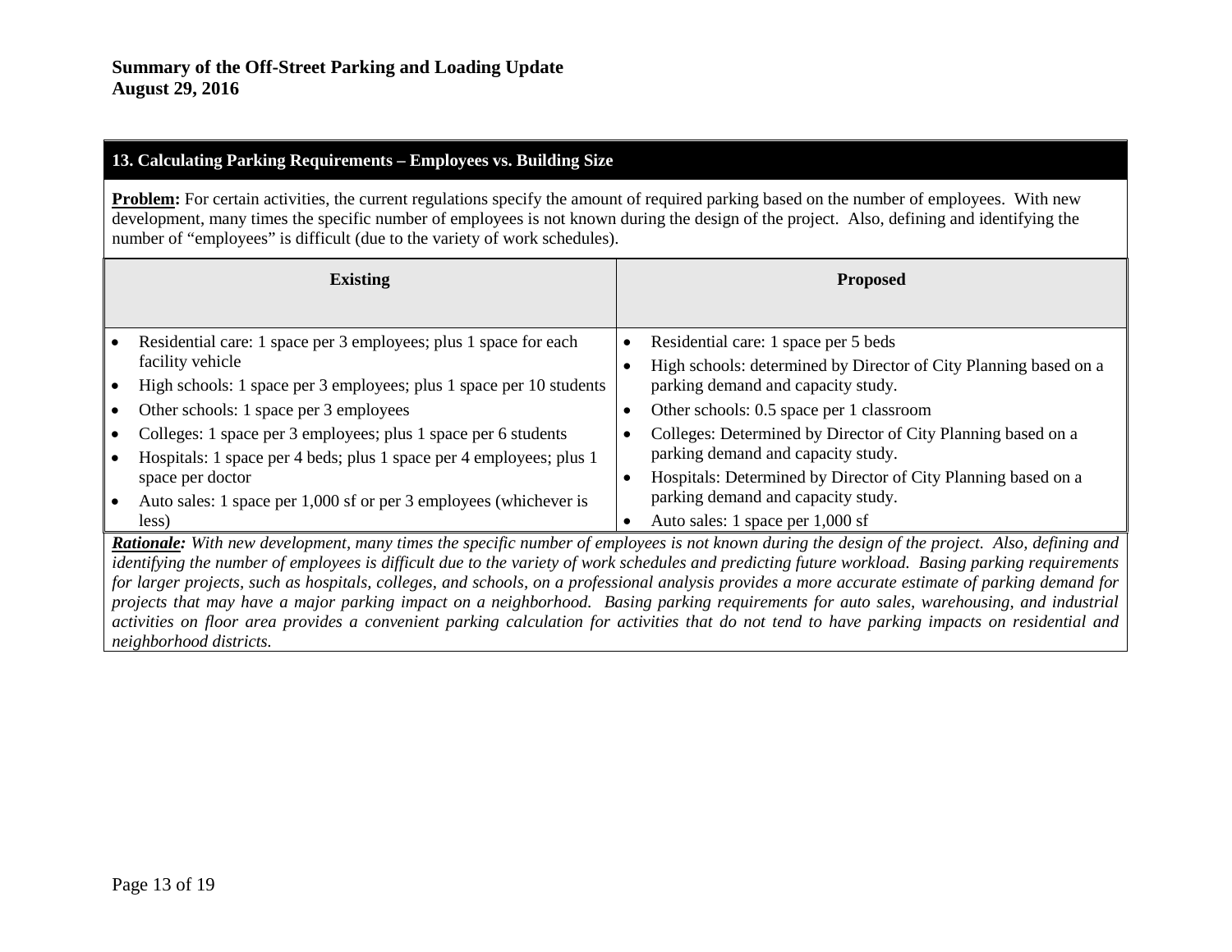**Summary of the Off-Street Parking and Loading Update**
**August 29, 2016**

## 13. Calculating Parking Requirements – Employees vs. Building Size

**Problem:** For certain activities, the current regulations specify the amount of required parking based on the number of employees. With new development, many times the specific number of employees is not known during the design of the project. Also, defining and identifying the number of "employees" is difficult (due to the variety of work schedules).

| Existing | Proposed |
| --- | --- |
| • Residential care: 1 space per 3 employees; plus 1 space for each facility vehicle<br>• High schools: 1 space per 3 employees; plus 1 space per 10 students<br>• Other schools: 1 space per 3 employees<br>• Colleges: 1 space per 3 employees; plus 1 space per 6 students<br>• Hospitals: 1 space per 4 beds; plus 1 space per 4 employees; plus 1 space per doctor<br>• Auto sales: 1 space per 1,000 sf or per 3 employees (whichever is less) | • Residential care: 1 space per 5 beds<br>• High schools: determined by Director of City Planning based on a parking demand and capacity study.<br>• Other schools: 0.5 space per 1 classroom<br>• Colleges: Determined by Director of City Planning based on a parking demand and capacity study.<br>• Hospitals: Determined by Director of City Planning based on a parking demand and capacity study.<br>• Auto sales: 1 space per 1,000 sf |

***Rationale:*** *With new development, many times the specific number of employees is not known during the design of the project. Also, defining and identifying the number of employees is difficult due to the variety of work schedules and predicting future workload. Basing parking requirements for larger projects, such as hospitals, colleges, and schools, on a professional analysis provides a more accurate estimate of parking demand for projects that may have a major parking impact on a neighborhood. Basing parking requirements for auto sales, warehousing, and industrial activities on floor area provides a convenient parking calculation for activities that do not tend to have parking impacts on residential and neighborhood districts.*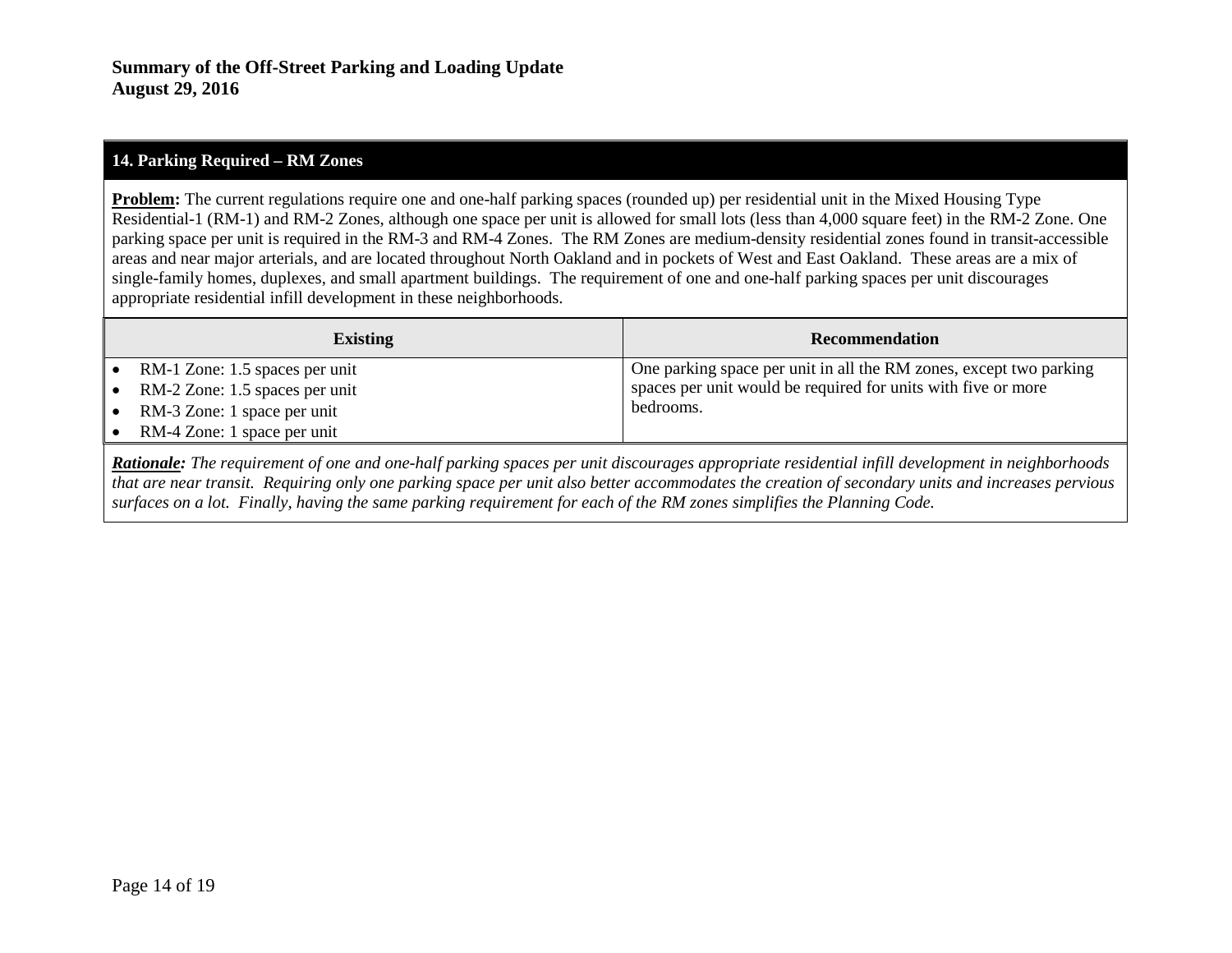**Summary of the Off-Street Parking and Loading Update**
**August 29, 2016**

## 14. Parking Required – RM Zones

**Problem:** The current regulations require one and one-half parking spaces (rounded up) per residential unit in the Mixed Housing Type Residential-1 (RM-1) and RM-2 Zones, although one space per unit is allowed for small lots (less than 4,000 square feet) in the RM-2 Zone. One parking space per unit is required in the RM-3 and RM-4 Zones. The RM Zones are medium-density residential zones found in transit-accessible areas and near major arterials, and are located throughout North Oakland and in pockets of West and East Oakland. These areas are a mix of single-family homes, duplexes, and small apartment buildings. The requirement of one and one-half parking spaces per unit discourages appropriate residential infill development in these neighborhoods.

| Existing | Recommendation |
|---|---|
| • RM-1 Zone: 1.5 spaces per unit<br>• RM-2 Zone: 1.5 spaces per unit<br>• RM-3 Zone: 1 space per unit<br>• RM-4 Zone: 1 space per unit | One parking space per unit in all the RM zones, except two parking spaces per unit would be required for units with five or more bedrooms. |

***Rationale:*** *The requirement of one and one-half parking spaces per unit discourages appropriate residential infill development in neighborhoods that are near transit. Requiring only one parking space per unit also better accommodates the creation of secondary units and increases pervious surfaces on a lot. Finally, having the same parking requirement for each of the RM zones simplifies the Planning Code.*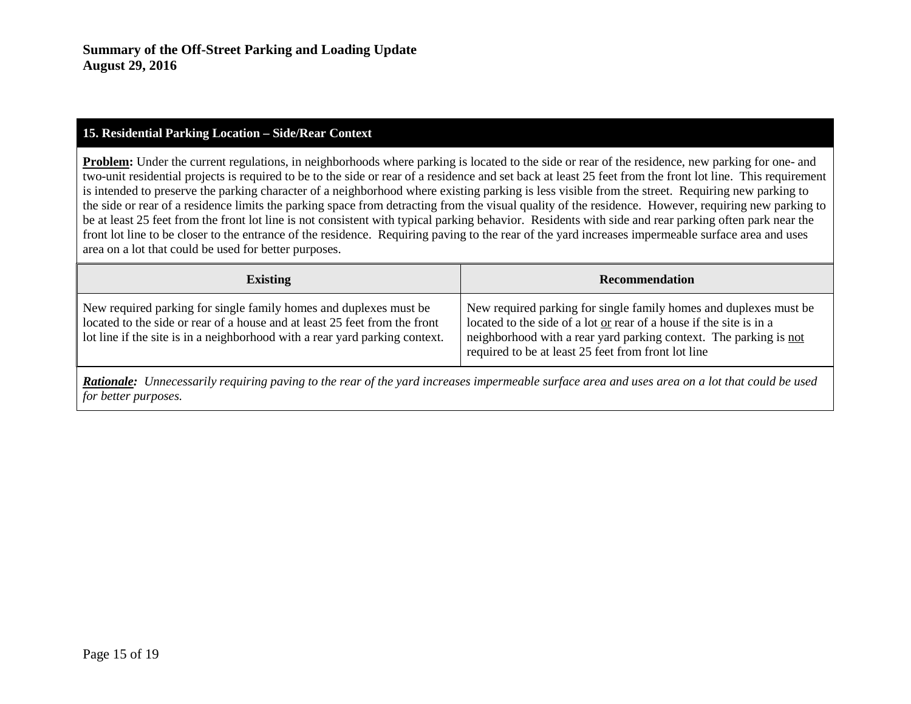**Summary of the Off-Street Parking and Loading Update**
**August 29, 2016**

## 15. Residential Parking Location – Side/Rear Context

**Problem:** Under the current regulations, in neighborhoods where parking is located to the side or rear of the residence, new parking for one- and two-unit residential projects is required to be to the side or rear of a residence and set back at least 25 feet from the front lot line. This requirement is intended to preserve the parking character of a neighborhood where existing parking is less visible from the street. Requiring new parking to the side or rear of a residence limits the parking space from detracting from the visual quality of the residence. However, requiring new parking to be at least 25 feet from the front lot line is not consistent with typical parking behavior. Residents with side and rear parking often park near the front lot line to be closer to the entrance of the residence. Requiring paving to the rear of the yard increases impermeable surface area and uses area on a lot that could be used for better purposes.

| Existing | Recommendation |
|---|---|
| New required parking for single family homes and duplexes must be located to the side or rear of a house and at least 25 feet from the front lot line if the site is in a neighborhood with a rear yard parking context. | New required parking for single family homes and duplexes must be located to the side of a lot <u>or</u> rear of a house if the site is in a neighborhood with a rear yard parking context. The parking is <u>not</u> required to be at least 25 feet from front lot line |

***Rationale:*** *Unnecessarily requiring paving to the rear of the yard increases impermeable surface area and uses area on a lot that could be used for better purposes.*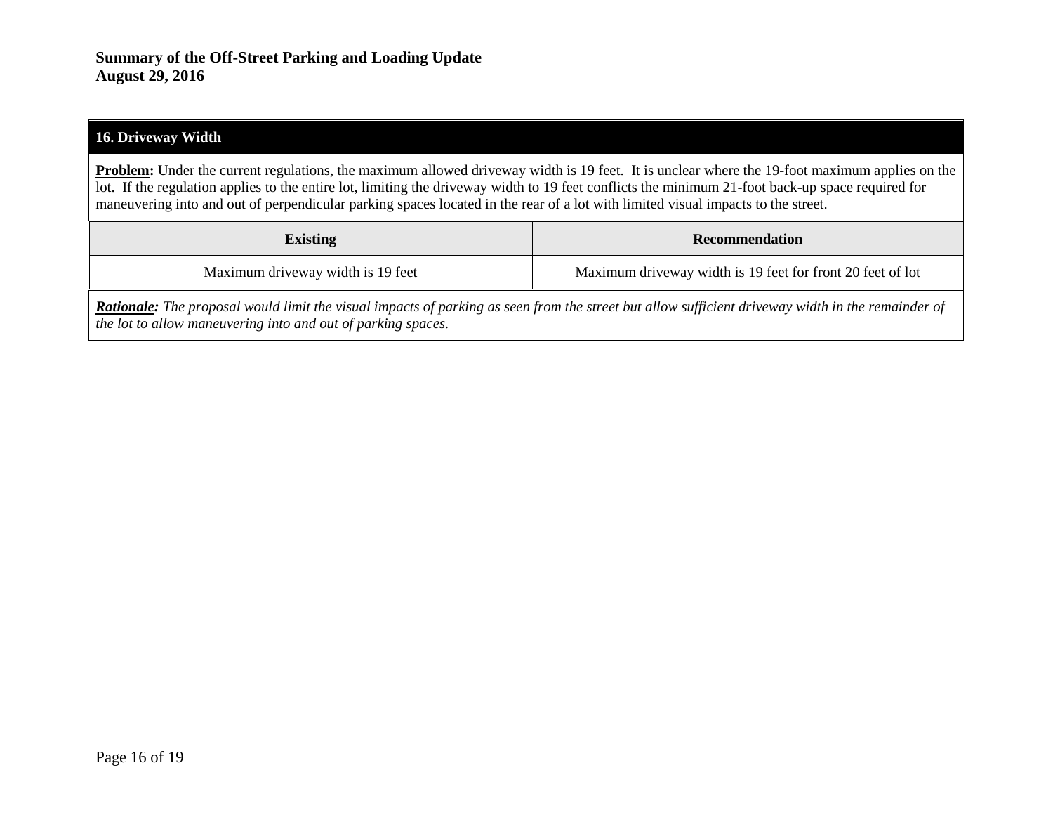**Summary of the Off-Street Parking and Loading Update**
**August 29, 2016**

## 16. Driveway Width

**Problem:** Under the current regulations, the maximum allowed driveway width is 19 feet. It is unclear where the 19-foot maximum applies on the lot. If the regulation applies to the entire lot, limiting the driveway width to 19 feet conflicts the minimum 21-foot back-up space required for maneuvering into and out of perpendicular parking spaces located in the rear of a lot with limited visual impacts to the street.

| Existing | Recommendation |
| --- | --- |
| Maximum driveway width is 19 feet | Maximum driveway width is 19 feet for front 20 feet of lot |

***Rationale:*** *The proposal would limit the visual impacts of parking as seen from the street but allow sufficient driveway width in the remainder of the lot to allow maneuvering into and out of parking spaces.*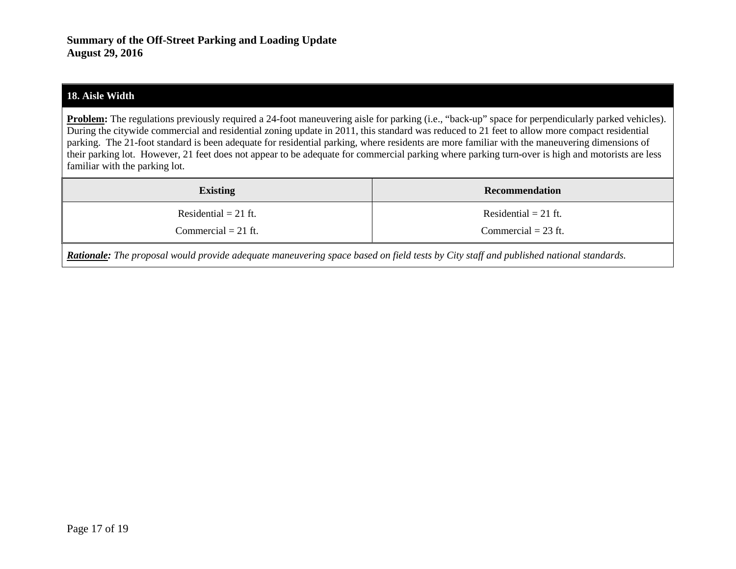**Summary of the Off-Street Parking and Loading Update**
**August 29, 2016**

## 18. Aisle Width

**Problem:** The regulations previously required a 24-foot maneuvering aisle for parking (i.e., "back-up" space for perpendicularly parked vehicles). During the citywide commercial and residential zoning update in 2011, this standard was reduced to 21 feet to allow more compact residential parking. The 21-foot standard is been adequate for residential parking, where residents are more familiar with the maneuvering dimensions of their parking lot. However, 21 feet does not appear to be adequate for commercial parking where parking turn-over is high and motorists are less familiar with the parking lot.

| Existing | Recommendation |
|---|---|
| Residential = 21 ft.<br>Commercial = 21 ft. | Residential = 21 ft.<br>Commercial = 23 ft. |

***Rationale:*** *The proposal would provide adequate maneuvering space based on field tests by City staff and published national standards.*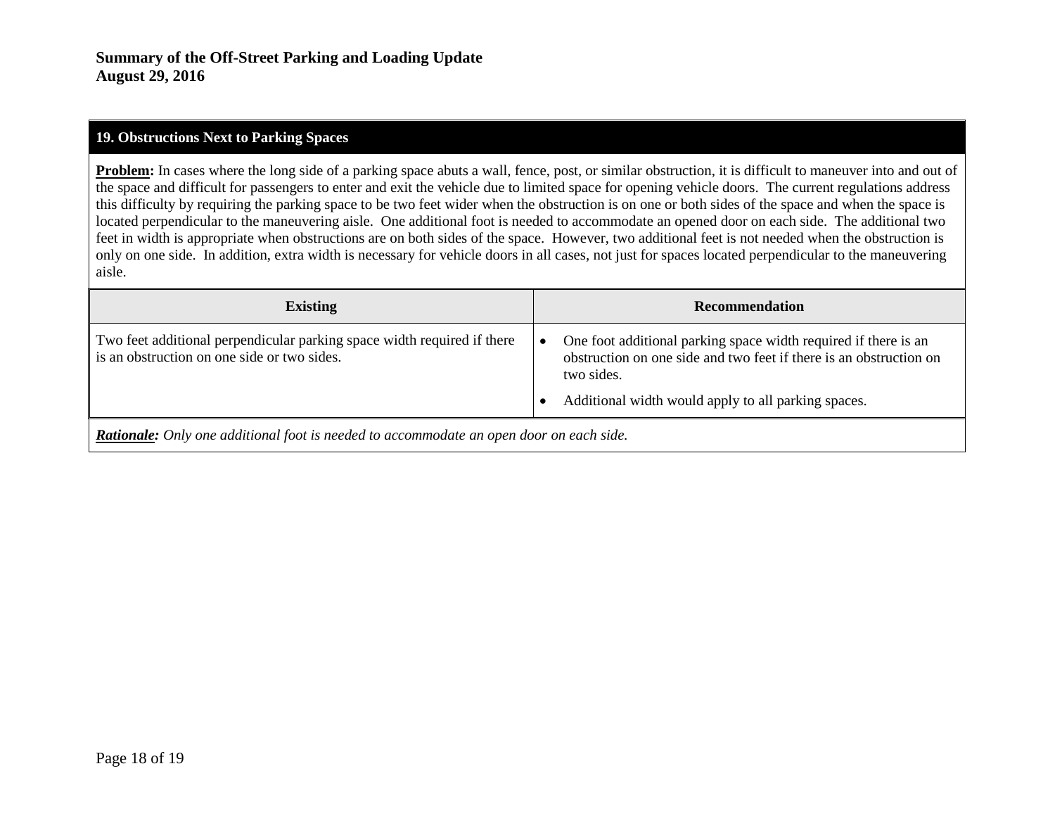**Summary of the Off-Street Parking and Loading Update**
**August 29, 2016**

## 19. Obstructions Next to Parking Spaces

**Problem:** In cases where the long side of a parking space abuts a wall, fence, post, or similar obstruction, it is difficult to maneuver into and out of the space and difficult for passengers to enter and exit the vehicle due to limited space for opening vehicle doors. The current regulations address this difficulty by requiring the parking space to be two feet wider when the obstruction is on one or both sides of the space and when the space is located perpendicular to the maneuvering aisle. One additional foot is needed to accommodate an opened door on each side. The additional two feet in width is appropriate when obstructions are on both sides of the space. However, two additional feet is not needed when the obstruction is only on one side. In addition, extra width is necessary for vehicle doors in all cases, not just for spaces located perpendicular to the maneuvering aisle.

| Existing | Recommendation |
|---|---|
| Two feet additional perpendicular parking space width required if there is an obstruction on one side or two sides. | • One foot additional parking space width required if there is an obstruction on one side and two feet if there is an obstruction on two sides.<br>• Additional width would apply to all parking spaces. |

***Rationale:*** *Only one additional foot is needed to accommodate an open door on each side.*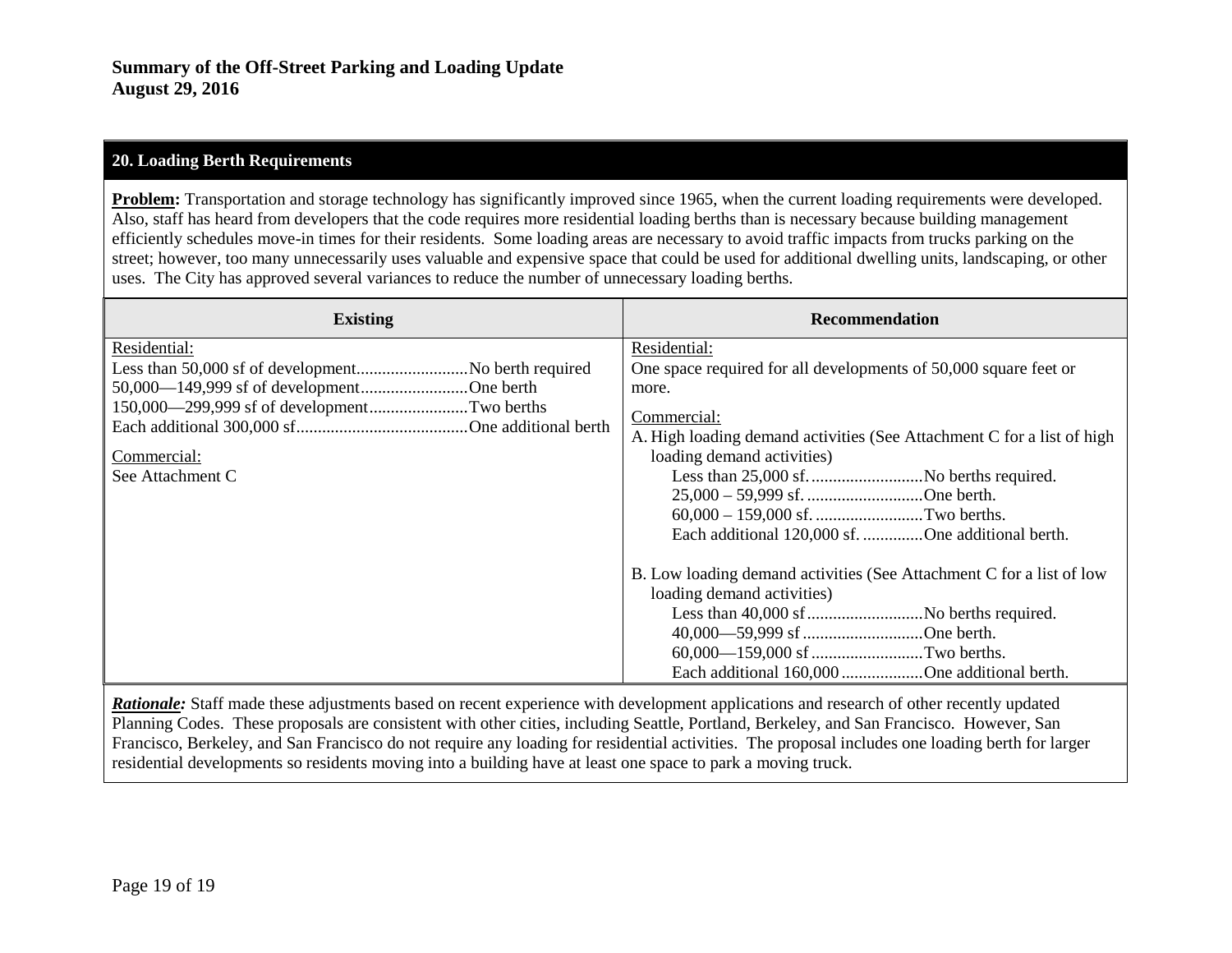**Summary of the Off-Street Parking and Loading Update**
**August 29, 2016**

## 20. Loading Berth Requirements

**Problem:** Transportation and storage technology has significantly improved since 1965, when the current loading requirements were developed. Also, staff has heard from developers that the code requires more residential loading berths than is necessary because building management efficiently schedules move-in times for their residents. Some loading areas are necessary to avoid traffic impacts from trucks parking on the street; however, too many unnecessarily uses valuable and expensive space that could be used for additional dwelling units, landscaping, or other uses. The City has approved several variances to reduce the number of unnecessary loading berths.

| Existing | Recommendation |
|---|---|
| Residential:<br>Less than 50,000 sf of development..........................No berth required<br>50,000—149,999 sf of development.........................One berth<br>150,000—299,999 sf of development.......................Two berths<br>Each additional 300,000 sf........................................One additional berth<br><br>Commercial:<br>See Attachment C | Residential:<br>One space required for all developments of 50,000 square feet or more.<br><br>Commercial:<br>A. High loading demand activities (See Attachment C for a list of high loading demand activities)<br>Less than 25,000 sf. ..........................No berths required.<br>25,000 – 59,999 sf. ...........................One berth.<br>60,000 – 159,000 sf. .........................Two berths.<br>Each additional 120,000 sf. .............One additional berth.<br><br>B. Low loading demand activities (See Attachment C for a list of low loading demand activities)<br>Less than 40,000 sf...........................No berths required.<br>40,000—59,999 sf ............................One berth.<br>60,000—159,000 sf ..........................Two berths.<br>Each additional 160,000 ...................One additional berth. |

***Rationale:*** Staff made these adjustments based on recent experience with development applications and research of other recently updated Planning Codes. These proposals are consistent with other cities, including Seattle, Portland, Berkeley, and San Francisco. However, San Francisco, Berkeley, and San Francisco do not require any loading for residential activities. The proposal includes one loading berth for larger residential developments so residents moving into a building have at least one space to park a moving truck.